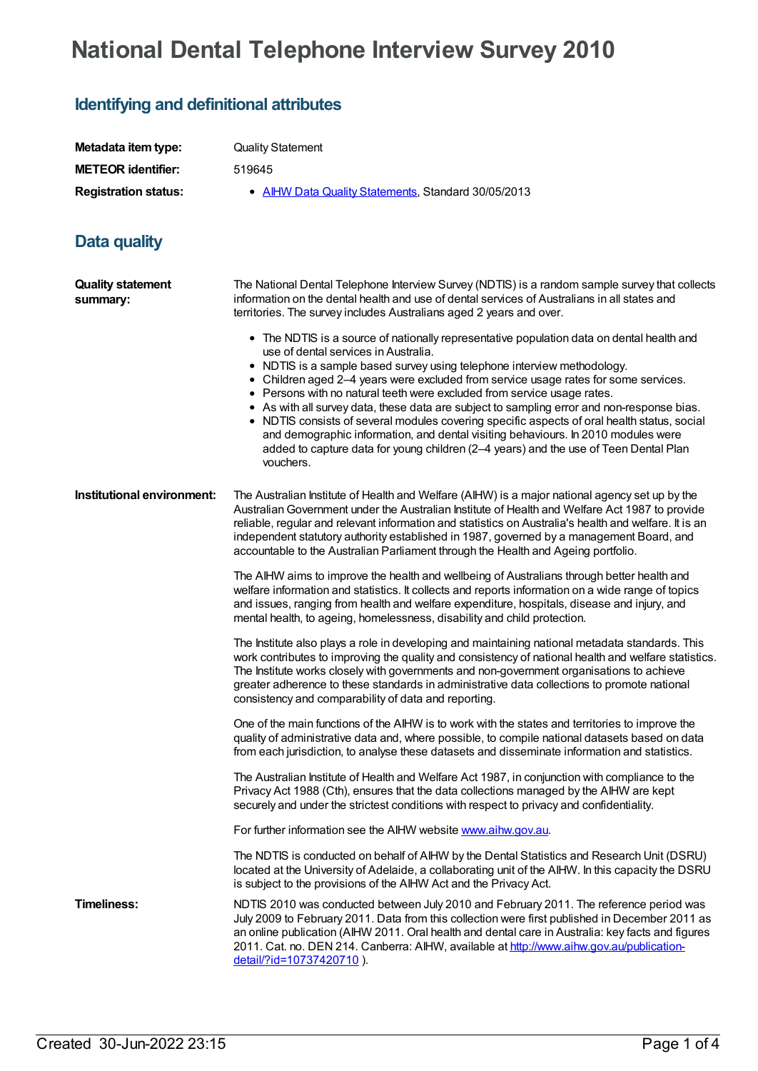# National Dental Telephone Interview Survey 2010

## Identifying and definitional attributes

| | |
|---|---|
| **Metadata item type:** | Quality Statement |
| **METEOR identifier:** | 519645 |
| **Registration status:** | • AIHW Data Quality Statements, Standard 30/05/2013 |

## Data quality

**Quality statement summary:**

The National Dental Telephone Interview Survey (NDTIS) is a random sample survey that collects information on the dental health and use of dental services of Australians in all states and territories. The survey includes Australians aged 2 years and over.

- The NDTIS is a source of nationally representative population data on dental health and use of dental services in Australia.
- NDTIS is a sample based survey using telephone interview methodology.
- Children aged 2–4 years were excluded from service usage rates for some services.
- Persons with no natural teeth were excluded from service usage rates.
- As with all survey data, these data are subject to sampling error and non-response bias.
- NDTIS consists of several modules covering specific aspects of oral health status, social and demographic information, and dental visiting behaviours. In 2010 modules were added to capture data for young children (2–4 years) and the use of Teen Dental Plan vouchers.

**Institutional environment:**

The Australian Institute of Health and Welfare (AIHW) is a major national agency set up by the Australian Government under the Australian Institute of Health and Welfare Act 1987 to provide reliable, regular and relevant information and statistics on Australia's health and welfare. It is an independent statutory authority established in 1987, governed by a management Board, and accountable to the Australian Parliament through the Health and Ageing portfolio.

The AIHW aims to improve the health and wellbeing of Australians through better health and welfare information and statistics. It collects and reports information on a wide range of topics and issues, ranging from health and welfare expenditure, hospitals, disease and injury, and mental health, to ageing, homelessness, disability and child protection.

The Institute also plays a role in developing and maintaining national metadata standards. This work contributes to improving the quality and consistency of national health and welfare statistics. The Institute works closely with governments and non-government organisations to achieve greater adherence to these standards in administrative data collections to promote national consistency and comparability of data and reporting.

One of the main functions of the AIHW is to work with the states and territories to improve the quality of administrative data and, where possible, to compile national datasets based on data from each jurisdiction, to analyse these datasets and disseminate information and statistics.

The Australian Institute of Health and Welfare Act 1987, in conjunction with compliance to the Privacy Act 1988 (Cth), ensures that the data collections managed by the AIHW are kept securely and under the strictest conditions with respect to privacy and confidentiality.

For further information see the AIHW website www.aihw.gov.au.

The NDTIS is conducted on behalf of AIHW by the Dental Statistics and Research Unit (DSRU) located at the University of Adelaide, a collaborating unit of the AIHW. In this capacity the DSRU is subject to the provisions of the AIHW Act and the Privacy Act.

**Timeliness:**

NDTIS 2010 was conducted between July 2010 and February 2011. The reference period was July 2009 to February 2011. Data from this collection were first published in December 2011 as an online publication (AIHW 2011. Oral health and dental care in Australia: key facts and figures 2011. Cat. no. DEN 214. Canberra: AIHW, available at http://www.aihw.gov.au/publication-detail/?id=10737420710 ).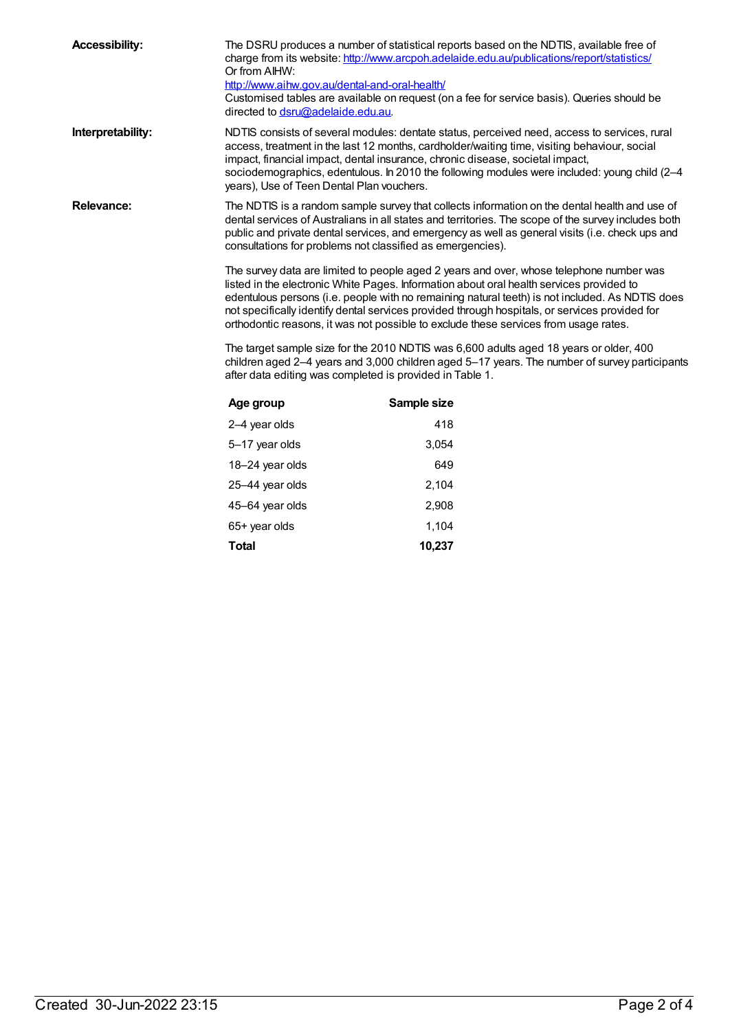**Accessibility:**

The DSRU produces a number of statistical reports based on the NDTIS, available free of charge from its website: http://www.arcpoh.adelaide.edu.au/publications/report/statistics/
Or from AIHW:
http://www.aihw.gov.au/dental-and-oral-health/
Customised tables are available on request (on a fee for service basis). Queries should be directed to dsru@adelaide.edu.au.

**Interpretability:**

NDTIS consists of several modules: dentate status, perceived need, access to services, rural access, treatment in the last 12 months, cardholder/waiting time, visiting behaviour, social impact, financial impact, dental insurance, chronic disease, societal impact, sociodemographics, edentulous. In 2010 the following modules were included: young child (2–4 years), Use of Teen Dental Plan vouchers.

**Relevance:**

The NDTIS is a random sample survey that collects information on the dental health and use of dental services of Australians in all states and territories. The scope of the survey includes both public and private dental services, and emergency as well as general visits (i.e. check ups and consultations for problems not classified as emergencies).

The survey data are limited to people aged 2 years and over, whose telephone number was listed in the electronic White Pages. Information about oral health services provided to edentulous persons (i.e. people with no remaining natural teeth) is not included. As NDTIS does not specifically identify dental services provided through hospitals, or services provided for orthodontic reasons, it was not possible to exclude these services from usage rates.

The target sample size for the 2010 NDTIS was 6,600 adults aged 18 years or older, 400 children aged 2–4 years and 3,000 children aged 5–17 years. The number of survey participants after data editing was completed is provided in Table 1.

| Age group | Sample size |
|---|---:|
| 2–4 year olds | 418 |
| 5–17 year olds | 3,054 |
| 18–24 year olds | 649 |
| 25–44 year olds | 2,104 |
| 45–64 year olds | 2,908 |
| 65+ year olds | 1,104 |
| **Total** | **10,237** |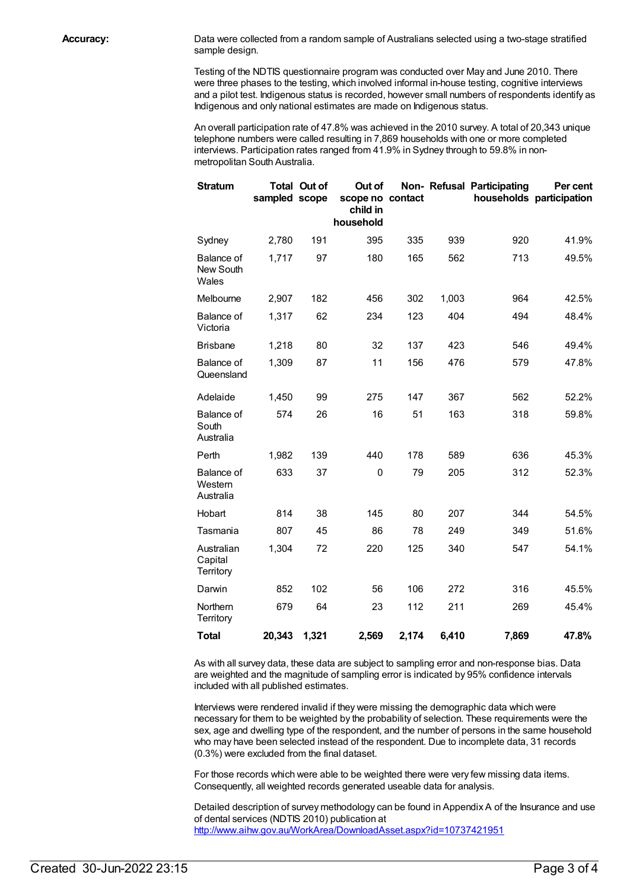**Accuracy:**

Data were collected from a random sample of Australians selected using a two-stage stratified sample design.

Testing of the NDTIS questionnaire program was conducted over May and June 2010. There were three phases to the testing, which involved informal in-house testing, cognitive interviews and a pilot test. Indigenous status is recorded, however small numbers of respondents identify as Indigenous and only national estimates are made on Indigenous status.

An overall participation rate of 47.8% was achieved in the 2010 survey. A total of 20,343 unique telephone numbers were called resulting in 7,869 households with one or more completed interviews. Participation rates ranged from 41.9% in Sydney through to 59.8% in non-metropolitan South Australia.

| Stratum | Total sampled | Out of scope | Out of scope no child in household | Non-contact | Refusal | Participating households | Per cent participation |
|---|---|---|---|---|---|---|---|
| Sydney | 2,780 | 191 | 395 | 335 | 939 | 920 | 41.9% |
| Balance of New South Wales | 1,717 | 97 | 180 | 165 | 562 | 713 | 49.5% |
| Melbourne | 2,907 | 182 | 456 | 302 | 1,003 | 964 | 42.5% |
| Balance of Victoria | 1,317 | 62 | 234 | 123 | 404 | 494 | 48.4% |
| Brisbane | 1,218 | 80 | 32 | 137 | 423 | 546 | 49.4% |
| Balance of Queensland | 1,309 | 87 | 11 | 156 | 476 | 579 | 47.8% |
| Adelaide | 1,450 | 99 | 275 | 147 | 367 | 562 | 52.2% |
| Balance of South Australia | 574 | 26 | 16 | 51 | 163 | 318 | 59.8% |
| Perth | 1,982 | 139 | 440 | 178 | 589 | 636 | 45.3% |
| Balance of Western Australia | 633 | 37 | 0 | 79 | 205 | 312 | 52.3% |
| Hobart | 814 | 38 | 145 | 80 | 207 | 344 | 54.5% |
| Tasmania | 807 | 45 | 86 | 78 | 249 | 349 | 51.6% |
| Australian Capital Territory | 1,304 | 72 | 220 | 125 | 340 | 547 | 54.1% |
| Darwin | 852 | 102 | 56 | 106 | 272 | 316 | 45.5% |
| Northern Territory | 679 | 64 | 23 | 112 | 211 | 269 | 45.4% |
| **Total** | **20,343** | **1,321** | **2,569** | **2,174** | **6,410** | **7,869** | **47.8%** |

As with all survey data, these data are subject to sampling error and non-response bias. Data are weighted and the magnitude of sampling error is indicated by 95% confidence intervals included with all published estimates.

Interviews were rendered invalid if they were missing the demographic data which were necessary for them to be weighted by the probability of selection. These requirements were the sex, age and dwelling type of the respondent, and the number of persons in the same household who may have been selected instead of the respondent. Due to incomplete data, 31 records (0.3%) were excluded from the final dataset.

For those records which were able to be weighted there were very few missing data items. Consequently, all weighted records generated useable data for analysis.

Detailed description of survey methodology can be found in Appendix A of the Insurance and use of dental services (NDTIS 2010) publication at [http://www.aihw.gov.au/WorkArea/DownloadAsset.aspx?id=10737421951](http://www.aihw.gov.au/WorkArea/DownloadAsset.aspx?id=10737421951)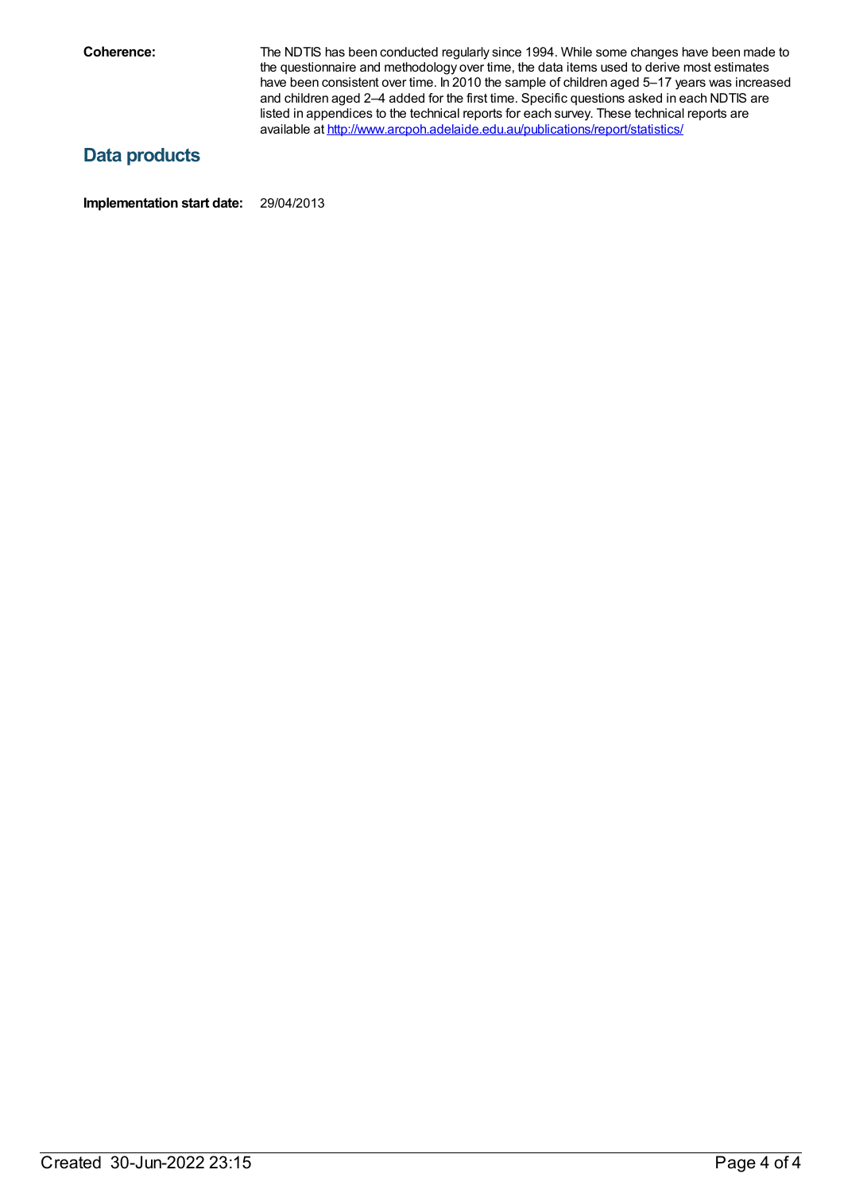**Coherence:** The NDTIS has been conducted regularly since 1994. While some changes have been made to the questionnaire and methodology over time, the data items used to derive most estimates have been consistent over time. In 2010 the sample of children aged 5–17 years was increased and children aged 2–4 added for the first time. Specific questions asked in each NDTIS are listed in appendices to the technical reports for each survey. These technical reports are available at [http://www.arcpoh.adelaide.edu.au/publications/report/statistics/](http://www.arcpoh.adelaide.edu.au/publications/report/statistics/)

## Data products

**Implementation start date:** 29/04/2013